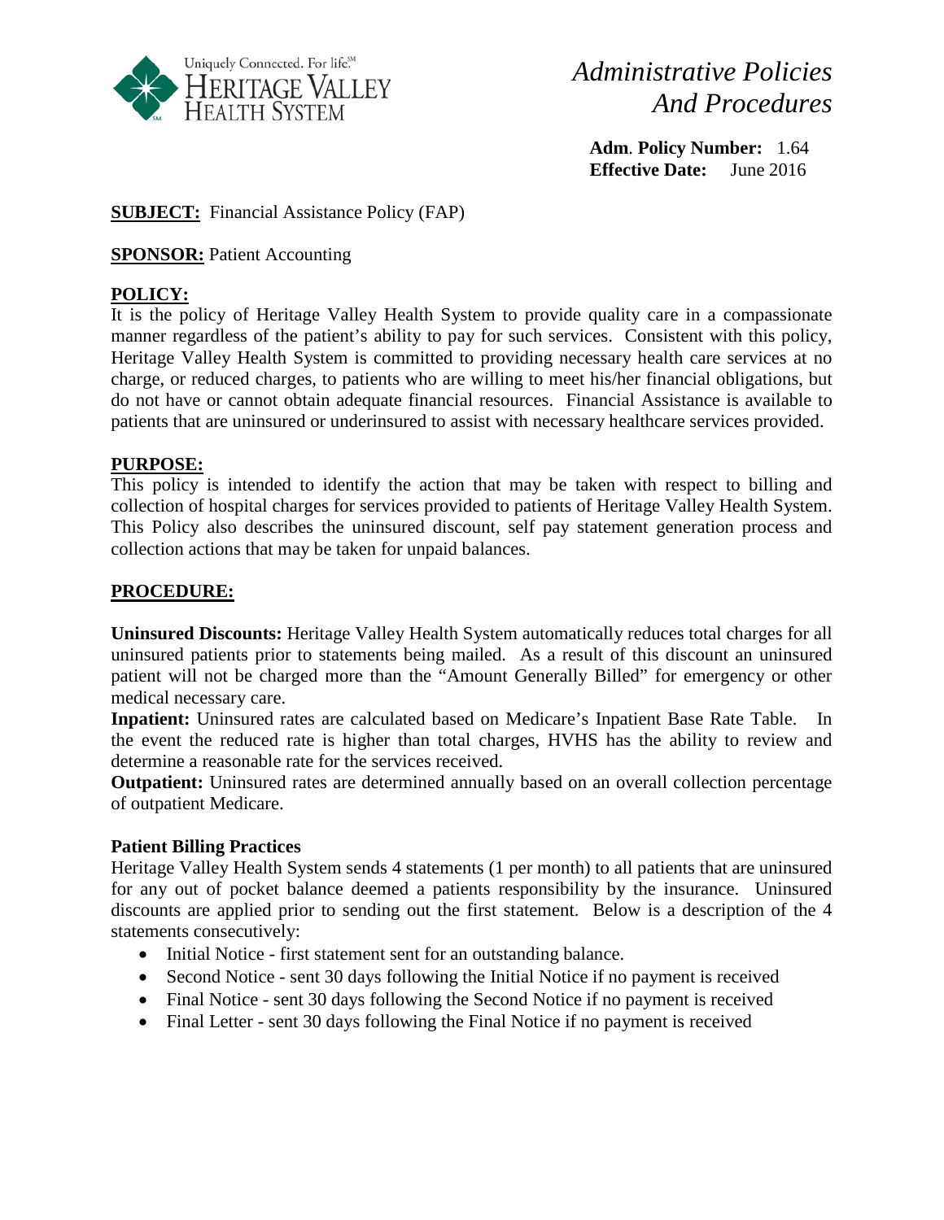Uniquely Connected. For life.℠
HERITAGE VALLEY
HEALTH SYSTEM

# *Administrative Policies And Procedures*

**Adm**. **Policy Number:** 1.64
**Effective Date:** June 2016

**SUBJECT:** Financial Assistance Policy (FAP)

**SPONSOR:** Patient Accounting

## POLICY:

It is the policy of Heritage Valley Health System to provide quality care in a compassionate manner regardless of the patient's ability to pay for such services. Consistent with this policy, Heritage Valley Health System is committed to providing necessary health care services at no charge, or reduced charges, to patients who are willing to meet his/her financial obligations, but do not have or cannot obtain adequate financial resources. Financial Assistance is available to patients that are uninsured or underinsured to assist with necessary healthcare services provided.

## PURPOSE:

This policy is intended to identify the action that may be taken with respect to billing and collection of hospital charges for services provided to patients of Heritage Valley Health System. This Policy also describes the uninsured discount, self pay statement generation process and collection actions that may be taken for unpaid balances.

## PROCEDURE:

**Uninsured Discounts:** Heritage Valley Health System automatically reduces total charges for all uninsured patients prior to statements being mailed. As a result of this discount an uninsured patient will not be charged more than the "Amount Generally Billed" for emergency or other medical necessary care.

**Inpatient:** Uninsured rates are calculated based on Medicare's Inpatient Base Rate Table. In the event the reduced rate is higher than total charges, HVHS has the ability to review and determine a reasonable rate for the services received.

**Outpatient:** Uninsured rates are determined annually based on an overall collection percentage of outpatient Medicare.

### Patient Billing Practices

Heritage Valley Health System sends 4 statements (1 per month) to all patients that are uninsured for any out of pocket balance deemed a patients responsibility by the insurance. Uninsured discounts are applied prior to sending out the first statement. Below is a description of the 4 statements consecutively:

- Initial Notice - first statement sent for an outstanding balance.
- Second Notice - sent 30 days following the Initial Notice if no payment is received
- Final Notice - sent 30 days following the Second Notice if no payment is received
- Final Letter - sent 30 days following the Final Notice if no payment is received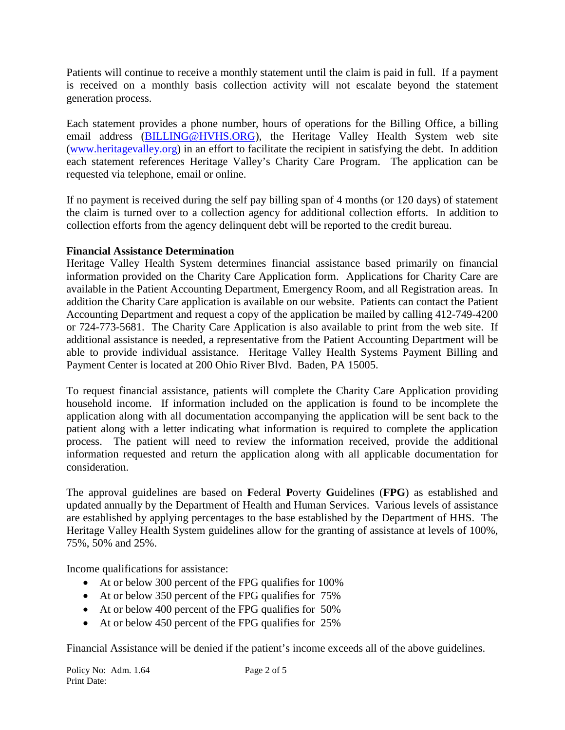Patients will continue to receive a monthly statement until the claim is paid in full. If a payment is received on a monthly basis collection activity will not escalate beyond the statement generation process.

Each statement provides a phone number, hours of operations for the Billing Office, a billing email address ([BILLING@HVHS.ORG](mailto:BILLING@HVHS.ORG)), the Heritage Valley Health System web site ([www.heritagevalley.org](http://www.heritagevalley.org)) in an effort to facilitate the recipient in satisfying the debt. In addition each statement references Heritage Valley's Charity Care Program. The application can be requested via telephone, email or online.

If no payment is received during the self pay billing span of 4 months (or 120 days) of statement the claim is turned over to a collection agency for additional collection efforts. In addition to collection efforts from the agency delinquent debt will be reported to the credit bureau.

**Financial Assistance Determination**

Heritage Valley Health System determines financial assistance based primarily on financial information provided on the Charity Care Application form. Applications for Charity Care are available in the Patient Accounting Department, Emergency Room, and all Registration areas. In addition the Charity Care application is available on our website. Patients can contact the Patient Accounting Department and request a copy of the application be mailed by calling 412-749-4200 or 724-773-5681. The Charity Care Application is also available to print from the web site. If additional assistance is needed, a representative from the Patient Accounting Department will be able to provide individual assistance. Heritage Valley Health Systems Payment Billing and Payment Center is located at 200 Ohio River Blvd. Baden, PA 15005.

To request financial assistance, patients will complete the Charity Care Application providing household income. If information included on the application is found to be incomplete the application along with all documentation accompanying the application will be sent back to the patient along with a letter indicating what information is required to complete the application process. The patient will need to review the information received, provide the additional information requested and return the application along with all applicable documentation for consideration.

The approval guidelines are based on **F**ederal **P**overty **G**uidelines (**FPG**) as established and updated annually by the Department of Health and Human Services. Various levels of assistance are established by applying percentages to the base established by the Department of HHS. The Heritage Valley Health System guidelines allow for the granting of assistance at levels of 100%, 75%, 50% and 25%.

Income qualifications for assistance:

- At or below 300 percent of the FPG qualifies for 100%
- At or below 350 percent of the FPG qualifies for 75%
- At or below 400 percent of the FPG qualifies for 50%
- At or below 450 percent of the FPG qualifies for 25%

Financial Assistance will be denied if the patient's income exceeds all of the above guidelines.

Policy No: Adm. 1.64
Print Date: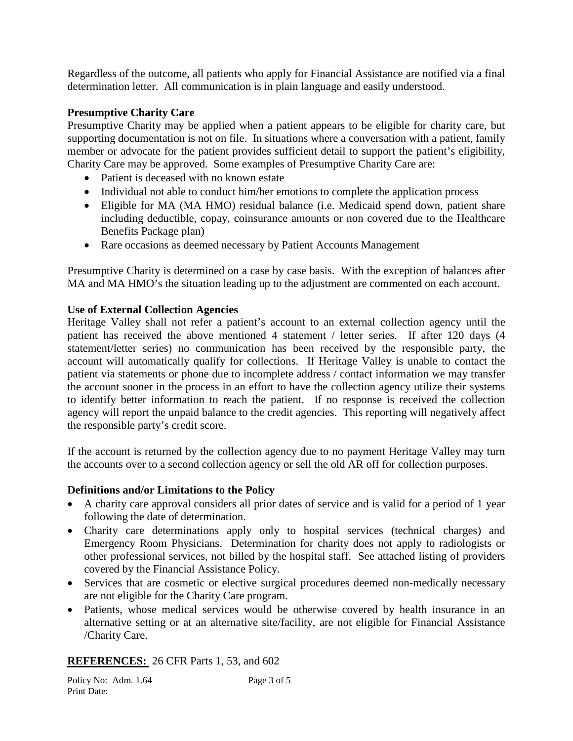Regardless of the outcome, all patients who apply for Financial Assistance are notified via a final determination letter. All communication is in plain language and easily understood.

**Presumptive Charity Care**

Presumptive Charity may be applied when a patient appears to be eligible for charity care, but supporting documentation is not on file. In situations where a conversation with a patient, family member or advocate for the patient provides sufficient detail to support the patient's eligibility, Charity Care may be approved. Some examples of Presumptive Charity Care are:

- Patient is deceased with no known estate
- Individual not able to conduct him/her emotions to complete the application process
- Eligible for MA (MA HMO) residual balance (i.e. Medicaid spend down, patient share including deductible, copay, coinsurance amounts or non covered due to the Healthcare Benefits Package plan)
- Rare occasions as deemed necessary by Patient Accounts Management

Presumptive Charity is determined on a case by case basis. With the exception of balances after MA and MA HMO's the situation leading up to the adjustment are commented on each account.

**Use of External Collection Agencies**

Heritage Valley shall not refer a patient's account to an external collection agency until the patient has received the above mentioned 4 statement / letter series. If after 120 days (4 statement/letter series) no communication has been received by the responsible party, the account will automatically qualify for collections. If Heritage Valley is unable to contact the patient via statements or phone due to incomplete address / contact information we may transfer the account sooner in the process in an effort to have the collection agency utilize their systems to identify better information to reach the patient. If no response is received the collection agency will report the unpaid balance to the credit agencies. This reporting will negatively affect the responsible party's credit score.

If the account is returned by the collection agency due to no payment Heritage Valley may turn the accounts over to a second collection agency or sell the old AR off for collection purposes.

**Definitions and/or Limitations to the Policy**

- A charity care approval considers all prior dates of service and is valid for a period of 1 year following the date of determination.
- Charity care determinations apply only to hospital services (technical charges) and Emergency Room Physicians. Determination for charity does not apply to radiologists or other professional services, not billed by the hospital staff. See attached listing of providers covered by the Financial Assistance Policy.
- Services that are cosmetic or elective surgical procedures deemed non-medically necessary are not eligible for the Charity Care program.
- Patients, whose medical services would be otherwise covered by health insurance in an alternative setting or at an alternative site/facility, are not eligible for Financial Assistance /Charity Care.

**REFERENCES:** 26 CFR Parts 1, 53, and 602

Policy No: Adm. 1.64
Print Date: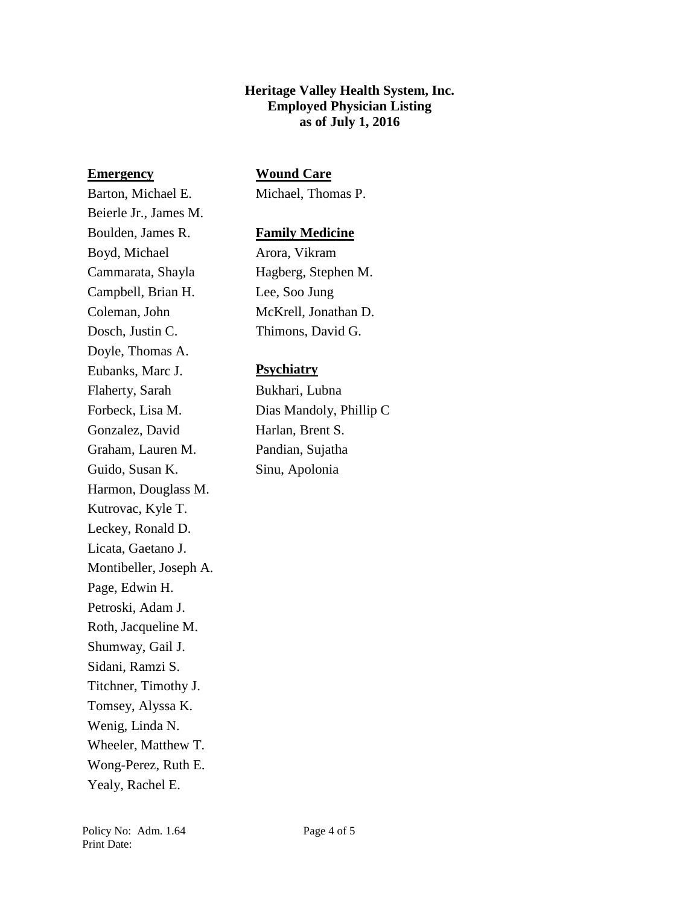**Heritage Valley Health System, Inc.**
**Employed Physician Listing**
**as of July 1, 2016**

**Emergency**

Barton, Michael E.
Beierle Jr., James M.
Boulden, James R.
Boyd, Michael
Cammarata, Shayla
Campbell, Brian H.
Coleman, John
Dosch, Justin C.
Doyle, Thomas A.
Eubanks, Marc J.
Flaherty, Sarah
Forbeck, Lisa M.
Gonzalez, David
Graham, Lauren M.
Guido, Susan K.
Harmon, Douglass M.
Kutrovac, Kyle T.
Leckey, Ronald D.
Licata, Gaetano J.
Montibeller, Joseph A.
Page, Edwin H.
Petroski, Adam J.
Roth, Jacqueline M.
Shumway, Gail J.
Sidani, Ramzi S.
Titchner, Timothy J.
Tomsey, Alyssa K.
Wenig, Linda N.
Wheeler, Matthew T.
Wong-Perez, Ruth E.
Yealy, Rachel E.

**Wound Care**

Michael, Thomas P.

**Family Medicine**

Arora, Vikram
Hagberg, Stephen M.
Lee, Soo Jung
McKrell, Jonathan D.
Thimons, David G.

**Psychiatry**

Bukhari, Lubna
Dias Mandoly, Phillip C
Harlan, Brent S.
Pandian, Sujatha
Sinu, Apolonia

Policy No: Adm. 1.64
Print Date: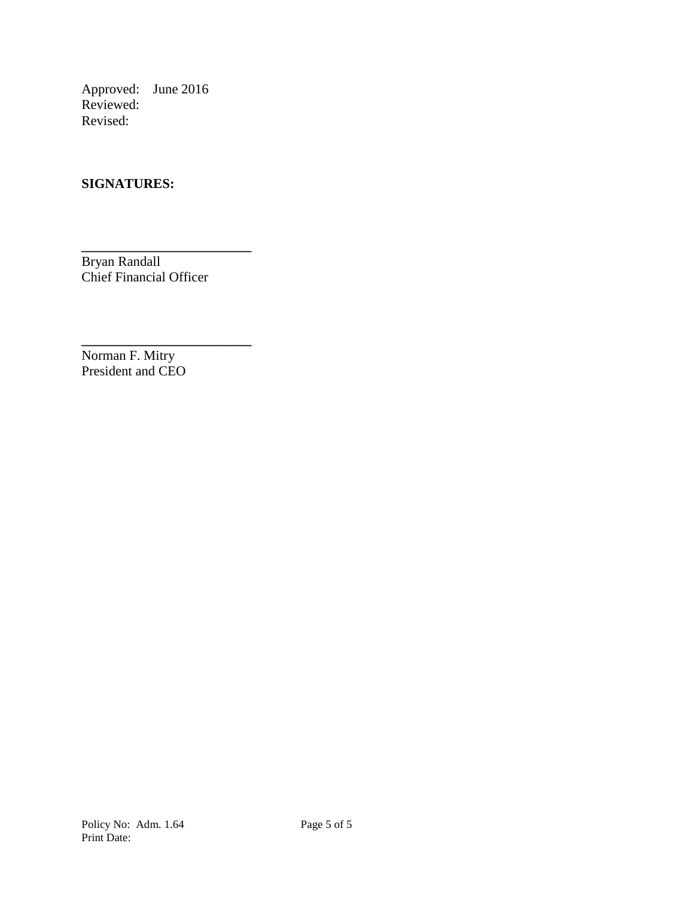Approved: June 2016
Reviewed:
Revised:

**SIGNATURES:**

________________________
Bryan Randall
Chief Financial Officer

________________________
Norman F. Mitry
President and CEO

Policy No: Adm. 1.64
Print Date: